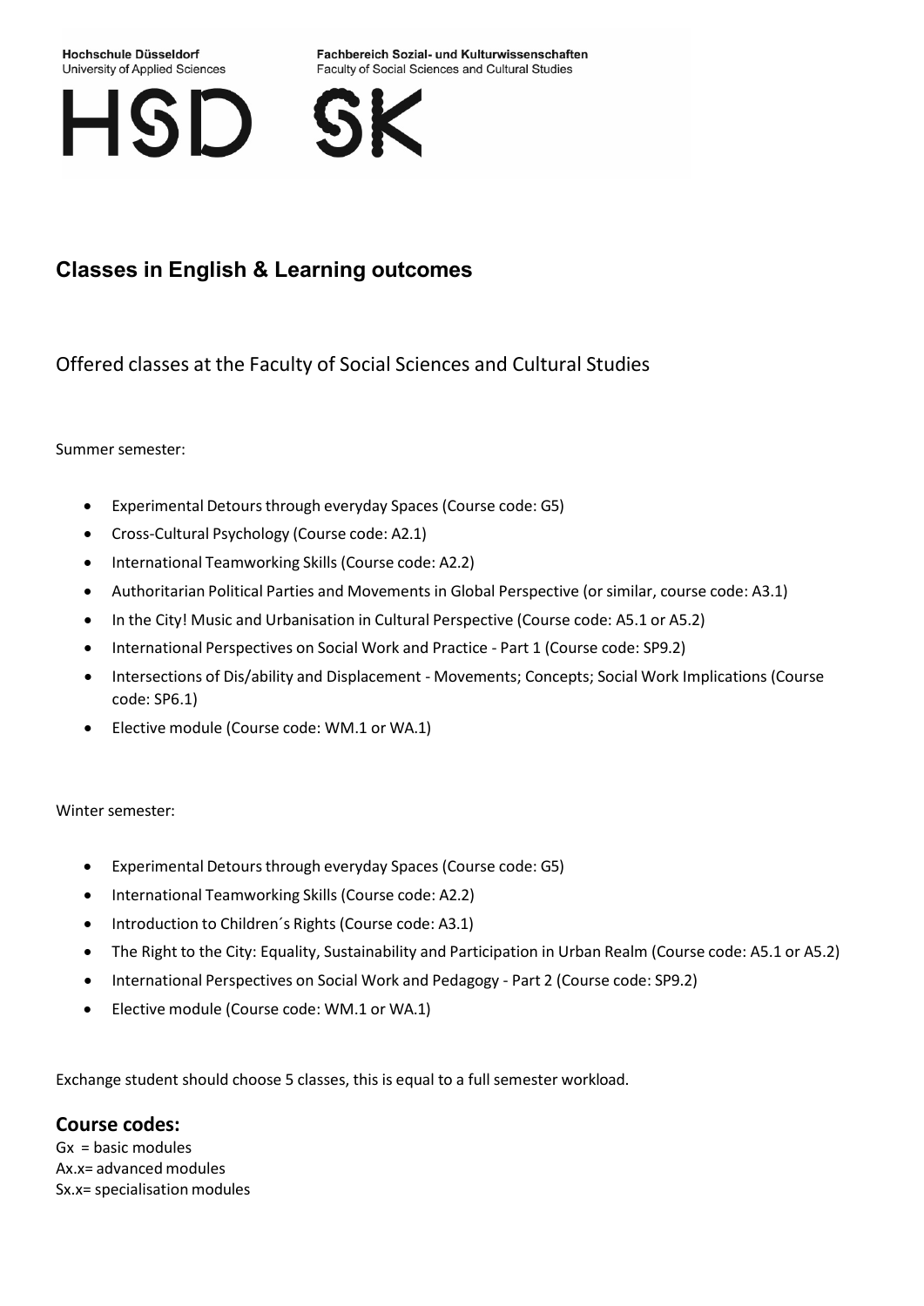Hochschule Düsseldorf
University of Applied Sciences

Fachbereich Sozial- und Kulturwissenschaften
Faculty of Social Sciences and Cultural Studies

HSD SK

## Classes in English & Learning outcomes

### Offered classes at the Faculty of Social Sciences and Cultural Studies

Summer semester:

- Experimental Detours through everyday Spaces (Course code: G5)
- Cross-Cultural Psychology (Course code: A2.1)
- International Teamworking Skills (Course code: A2.2)
- Authoritarian Political Parties and Movements in Global Perspective (or similar, course code: A3.1)
- In the City! Music and Urbanisation in Cultural Perspective (Course code: A5.1 or A5.2)
- International Perspectives on Social Work and Practice - Part 1 (Course code: SP9.2)
- Intersections of Dis/ability and Displacement - Movements; Concepts; Social Work Implications (Course code: SP6.1)
- Elective module (Course code: WM.1 or WA.1)

Winter semester:

- Experimental Detours through everyday Spaces (Course code: G5)
- International Teamworking Skills (Course code: A2.2)
- Introduction to Children´s Rights (Course code: A3.1)
- The Right to the City: Equality, Sustainability and Participation in Urban Realm (Course code: A5.1 or A5.2)
- International Perspectives on Social Work and Pedagogy - Part 2 (Course code: SP9.2)
- Elective module (Course code: WM.1 or WA.1)

Exchange student should choose 5 classes, this is equal to a full semester workload.

## Course codes:

Gx = basic modules
Ax.x= advanced modules
Sx.x= specialisation modules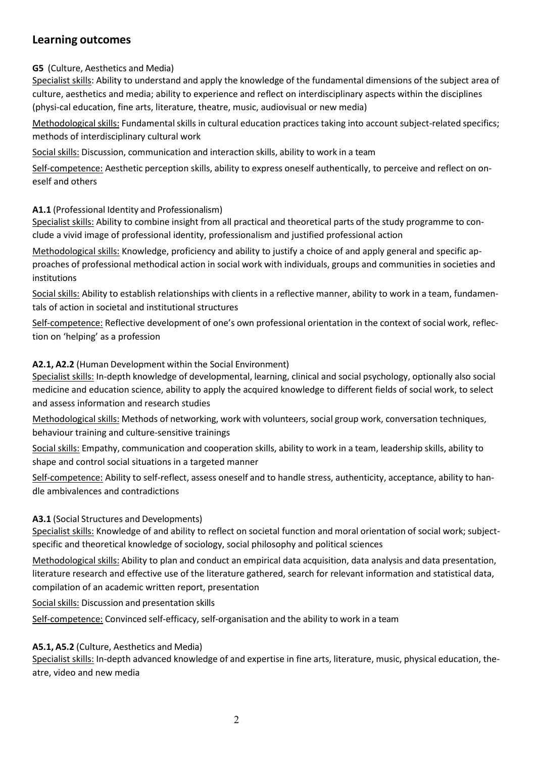## Learning outcomes

**G5** (Culture, Aesthetics and Media)

Specialist skills: Ability to understand and apply the knowledge of the fundamental dimensions of the subject area of culture, aesthetics and media; ability to experience and reflect on interdisciplinary aspects within the disciplines (physi-cal education, fine arts, literature, theatre, music, audiovisual or new media)

Methodological skills: Fundamental skills in cultural education practices taking into account subject-related specifics; methods of interdisciplinary cultural work

Social skills: Discussion, communication and interaction skills, ability to work in a team

Self-competence: Aesthetic perception skills, ability to express oneself authentically, to perceive and reflect on oneself and others

**A1.1** (Professional Identity and Professionalism)

Specialist skills: Ability to combine insight from all practical and theoretical parts of the study programme to conclude a vivid image of professional identity, professionalism and justified professional action

Methodological skills: Knowledge, proficiency and ability to justify a choice of and apply general and specific approaches of professional methodical action in social work with individuals, groups and communities in societies and institutions

Social skills: Ability to establish relationships with clients in a reflective manner, ability to work in a team, fundamentals of action in societal and institutional structures

Self-competence: Reflective development of one's own professional orientation in the context of social work, reflection on 'helping' as a profession

**A2.1, A2.2** (Human Development within the Social Environment)

Specialist skills: In-depth knowledge of developmental, learning, clinical and social psychology, optionally also social medicine and education science, ability to apply the acquired knowledge to different fields of social work, to select and assess information and research studies

Methodological skills: Methods of networking, work with volunteers, social group work, conversation techniques, behaviour training and culture-sensitive trainings

Social skills: Empathy, communication and cooperation skills, ability to work in a team, leadership skills, ability to shape and control social situations in a targeted manner

Self-competence: Ability to self-reflect, assess oneself and to handle stress, authenticity, acceptance, ability to handle ambivalences and contradictions

**A3.1** (Social Structures and Developments)

Specialist skills: Knowledge of and ability to reflect on societal function and moral orientation of social work; subject-specific and theoretical knowledge of sociology, social philosophy and political sciences

Methodological skills: Ability to plan and conduct an empirical data acquisition, data analysis and data presentation, literature research and effective use of the literature gathered, search for relevant information and statistical data, compilation of an academic written report, presentation

Social skills: Discussion and presentation skills

Self-competence: Convinced self-efficacy, self-organisation and the ability to work in a team

**A5.1, A5.2** (Culture, Aesthetics and Media)

Specialist skills: In-depth advanced knowledge of and expertise in fine arts, literature, music, physical education, theatre, video and new media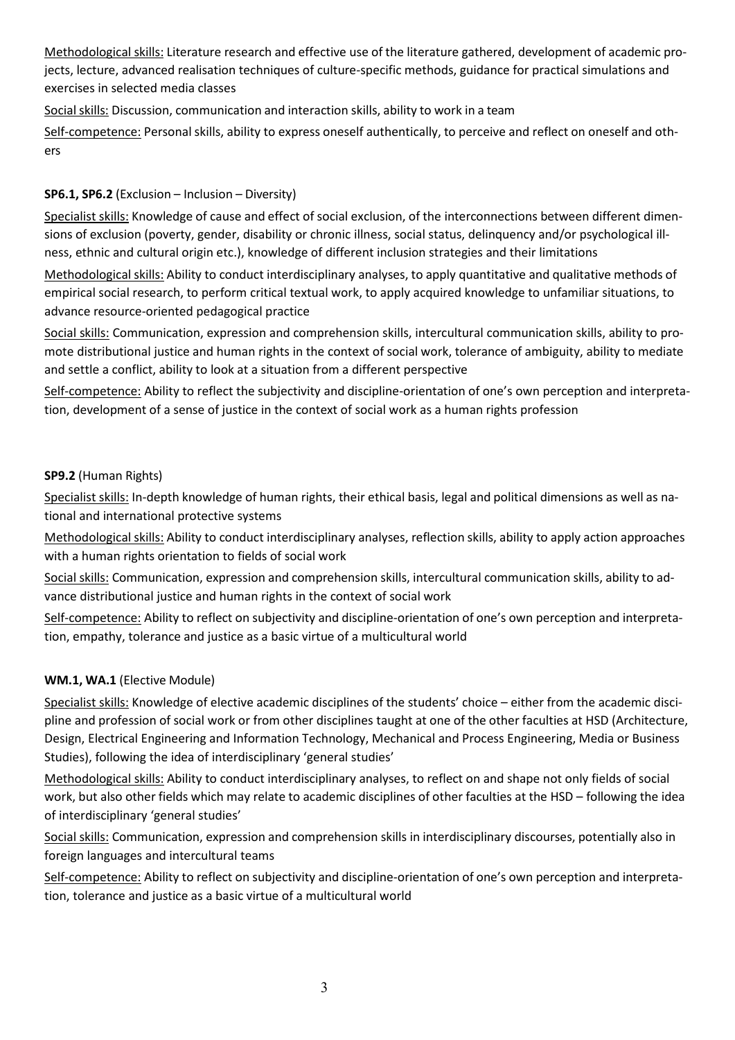Methodological skills: Literature research and effective use of the literature gathered, development of academic projects, lecture, advanced realisation techniques of culture-specific methods, guidance for practical simulations and exercises in selected media classes

Social skills: Discussion, communication and interaction skills, ability to work in a team

Self-competence: Personal skills, ability to express oneself authentically, to perceive and reflect on oneself and others

**SP6.1, SP6.2** (Exclusion – Inclusion – Diversity)

Specialist skills: Knowledge of cause and effect of social exclusion, of the interconnections between different dimensions of exclusion (poverty, gender, disability or chronic illness, social status, delinquency and/or psychological illness, ethnic and cultural origin etc.), knowledge of different inclusion strategies and their limitations

Methodological skills: Ability to conduct interdisciplinary analyses, to apply quantitative and qualitative methods of empirical social research, to perform critical textual work, to apply acquired knowledge to unfamiliar situations, to advance resource-oriented pedagogical practice

Social skills: Communication, expression and comprehension skills, intercultural communication skills, ability to promote distributional justice and human rights in the context of social work, tolerance of ambiguity, ability to mediate and settle a conflict, ability to look at a situation from a different perspective

Self-competence: Ability to reflect the subjectivity and discipline-orientation of one's own perception and interpretation, development of a sense of justice in the context of social work as a human rights profession

**SP9.2** (Human Rights)

Specialist skills: In-depth knowledge of human rights, their ethical basis, legal and political dimensions as well as national and international protective systems

Methodological skills: Ability to conduct interdisciplinary analyses, reflection skills, ability to apply action approaches with a human rights orientation to fields of social work

Social skills: Communication, expression and comprehension skills, intercultural communication skills, ability to advance distributional justice and human rights in the context of social work

Self-competence: Ability to reflect on subjectivity and discipline-orientation of one's own perception and interpretation, empathy, tolerance and justice as a basic virtue of a multicultural world

**WM.1, WA.1** (Elective Module)

Specialist skills: Knowledge of elective academic disciplines of the students' choice – either from the academic discipline and profession of social work or from other disciplines taught at one of the other faculties at HSD (Architecture, Design, Electrical Engineering and Information Technology, Mechanical and Process Engineering, Media or Business Studies), following the idea of interdisciplinary 'general studies'

Methodological skills: Ability to conduct interdisciplinary analyses, to reflect on and shape not only fields of social work, but also other fields which may relate to academic disciplines of other faculties at the HSD – following the idea of interdisciplinary 'general studies'

Social skills: Communication, expression and comprehension skills in interdisciplinary discourses, potentially also in foreign languages and intercultural teams

Self-competence: Ability to reflect on subjectivity and discipline-orientation of one's own perception and interpretation, tolerance and justice as a basic virtue of a multicultural world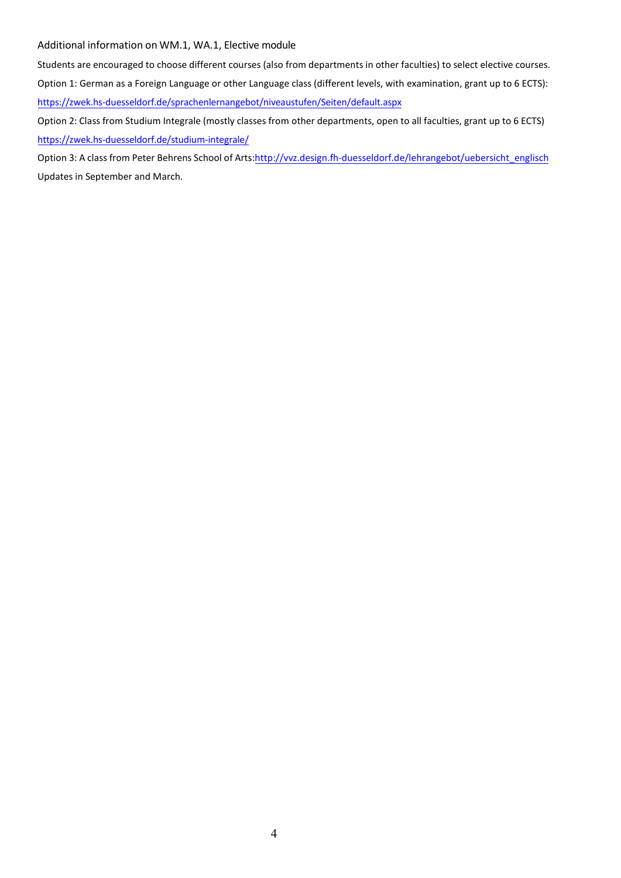Additional information on WM.1, WA.1, Elective module

Students are encouraged to choose different courses (also from departments in other faculties) to select elective courses.

Option 1: German as a Foreign Language or other Language class (different levels, with examination, grant up to 6 ECTS): https://zwek.hs-duesseldorf.de/sprachenlernangebot/niveaustufen/Seiten/default.aspx

Option 2: Class from Studium Integrale (mostly classes from other departments, open to all faculties, grant up to 6 ECTS) https://zwek.hs-duesseldorf.de/studium-integrale/

Option 3: A class from Peter Behrens School of Arts:http://vvz.design.fh-duesseldorf.de/lehrangebot/uebersicht_englisch

Updates in September and March.